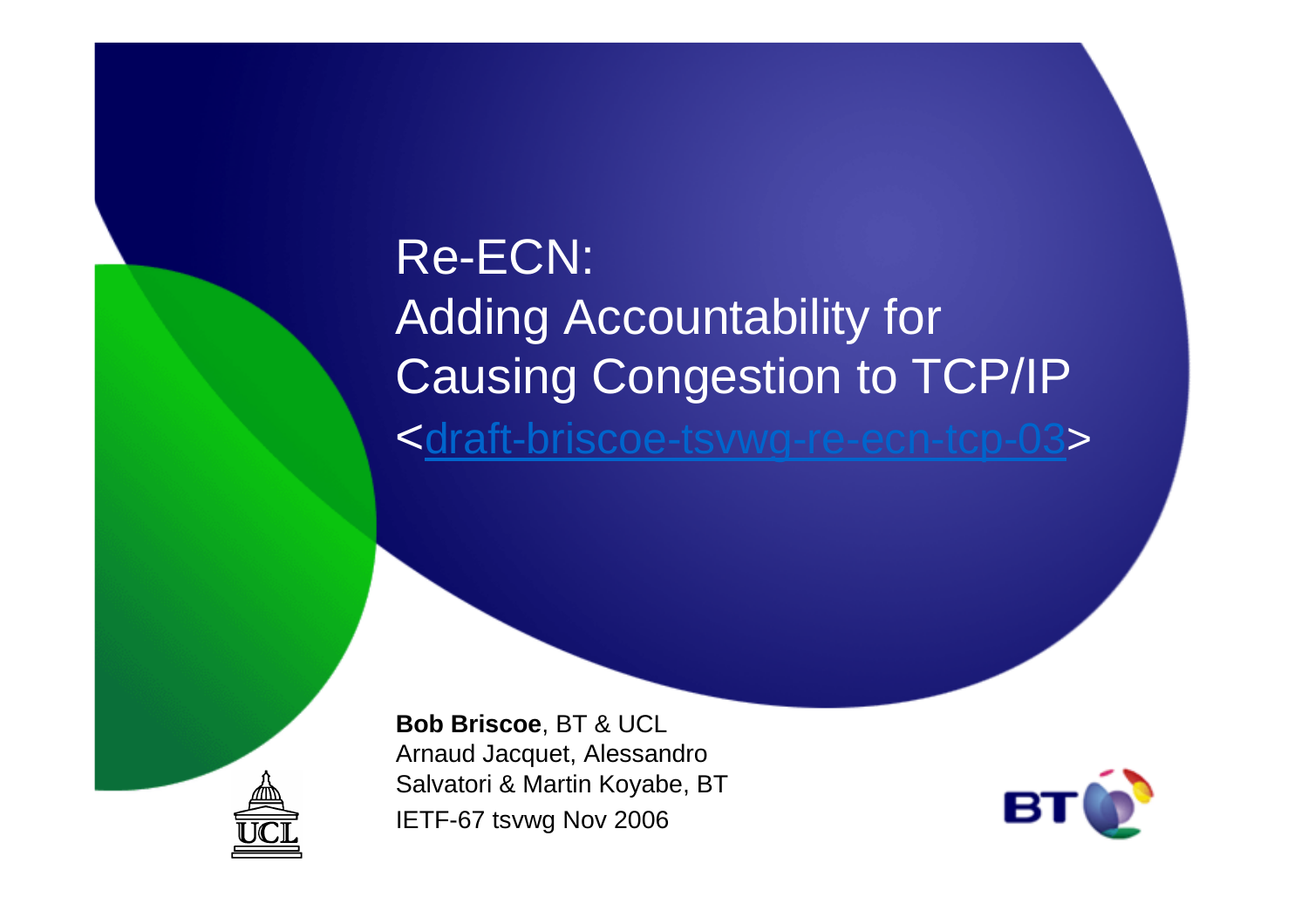# Re-ECN: Adding Accountability for Causing Congestion to TCP/IP

<draft-briscoe-tsvwg-re-ecn-tcp-03>

**Bob Briscoe**, BT & UCL

Arnaud Jacquet, Alessandro Salvatori & Martin Koyabe, BT

IETF-67 tsvwg Nov 2006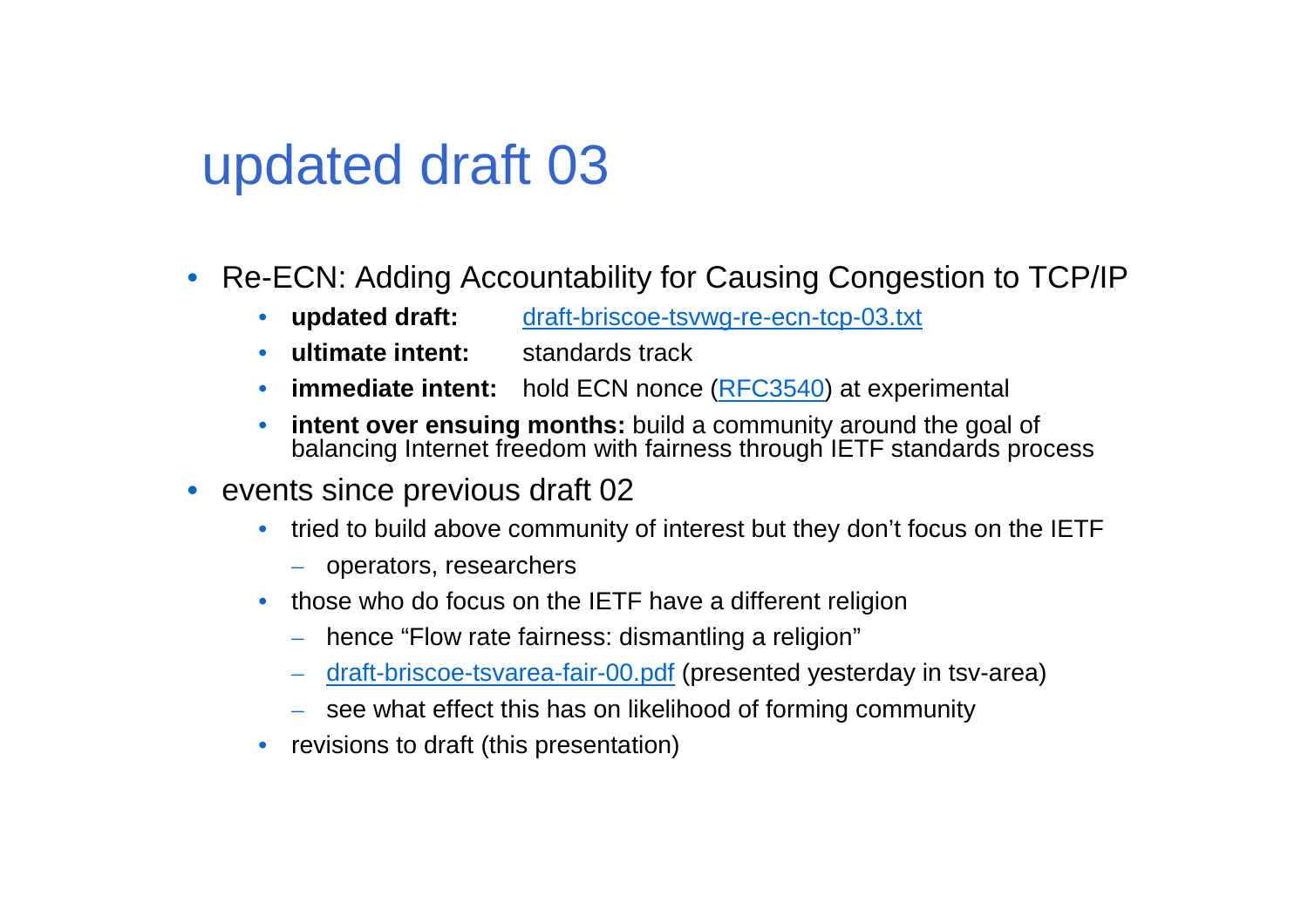# updated draft 03

- Re-ECN: Adding Accountability for Causing Congestion to TCP/IP
  - **updated draft:** draft-briscoe-tsvwg-re-ecn-tcp-03.txt
  - **ultimate intent:** standards track
  - **immediate intent:** hold ECN nonce (RFC3540) at experimental
  - **intent over ensuing months:** build a community around the goal of balancing Internet freedom with fairness through IETF standards process
- events since previous draft 02
  - tried to build above community of interest but they don't focus on the IETF
    - operators, researchers
  - those who do focus on the IETF have a different religion
    - hence "Flow rate fairness: dismantling a religion"
    - draft-briscoe-tsvarea-fair-00.pdf (presented yesterday in tsv-area)
    - see what effect this has on likelihood of forming community
  - revisions to draft (this presentation)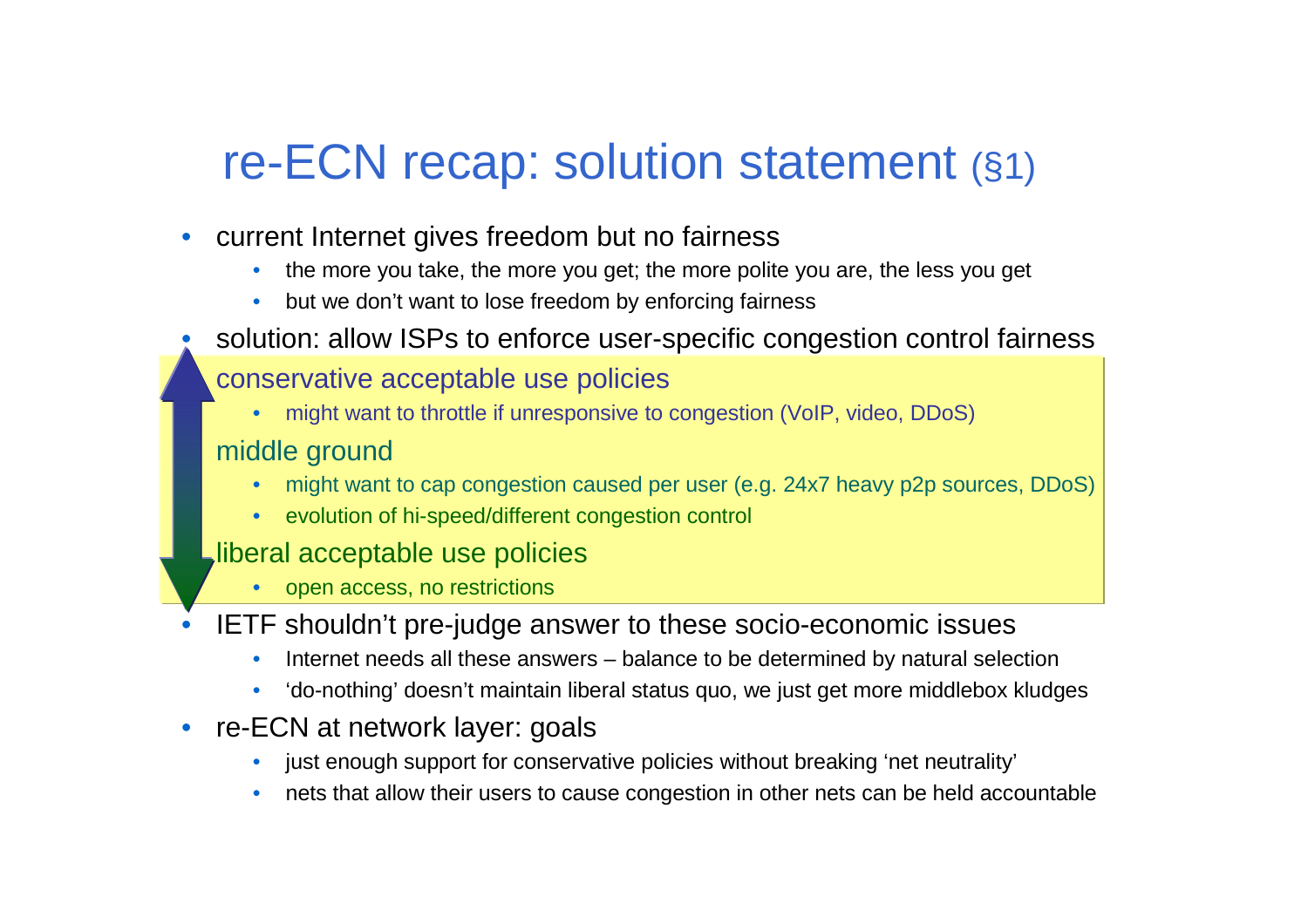# re-ECN recap: solution statement (§1)

- current Internet gives freedom but no fairness
  - the more you take, the more you get; the more polite you are, the less you get
  - but we don't want to lose freedom by enforcing fairness
- solution: allow ISPs to enforce user-specific congestion control fairness
  - conservative acceptable use policies
    - might want to throttle if unresponsive to congestion (VoIP, video, DDoS)
  - middle ground
    - might want to cap congestion caused per user (e.g. 24x7 heavy p2p sources, DDoS)
    - evolution of hi-speed/different congestion control
  - liberal acceptable use policies
    - open access, no restrictions
- IETF shouldn't pre-judge answer to these socio-economic issues
  - Internet needs all these answers – balance to be determined by natural selection
  - 'do-nothing' doesn't maintain liberal status quo, we just get more middlebox kludges
- re-ECN at network layer: goals
  - just enough support for conservative policies without breaking 'net neutrality'
  - nets that allow their users to cause congestion in other nets can be held accountable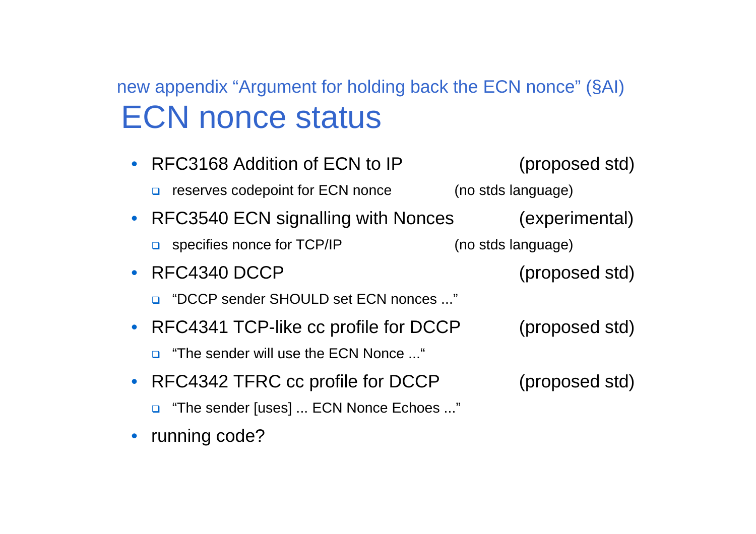new appendix “Argument for holding back the ECN nonce” (§AI)

# ECN nonce status

- RFC3168 Addition of ECN to IP (proposed std)
  - reserves codepoint for ECN nonce (no stds language)
- RFC3540 ECN signalling with Nonces (experimental)
  - specifies nonce for TCP/IP (no stds language)
- RFC4340 DCCP (proposed std)
  - “DCCP sender SHOULD set ECN nonces ...”
- RFC4341 TCP-like cc profile for DCCP (proposed std)
  - “The sender will use the ECN Nonce ...“
- RFC4342 TFRC cc profile for DCCP (proposed std)
  - “The sender [uses] ... ECN Nonce Echoes ...”
- running code?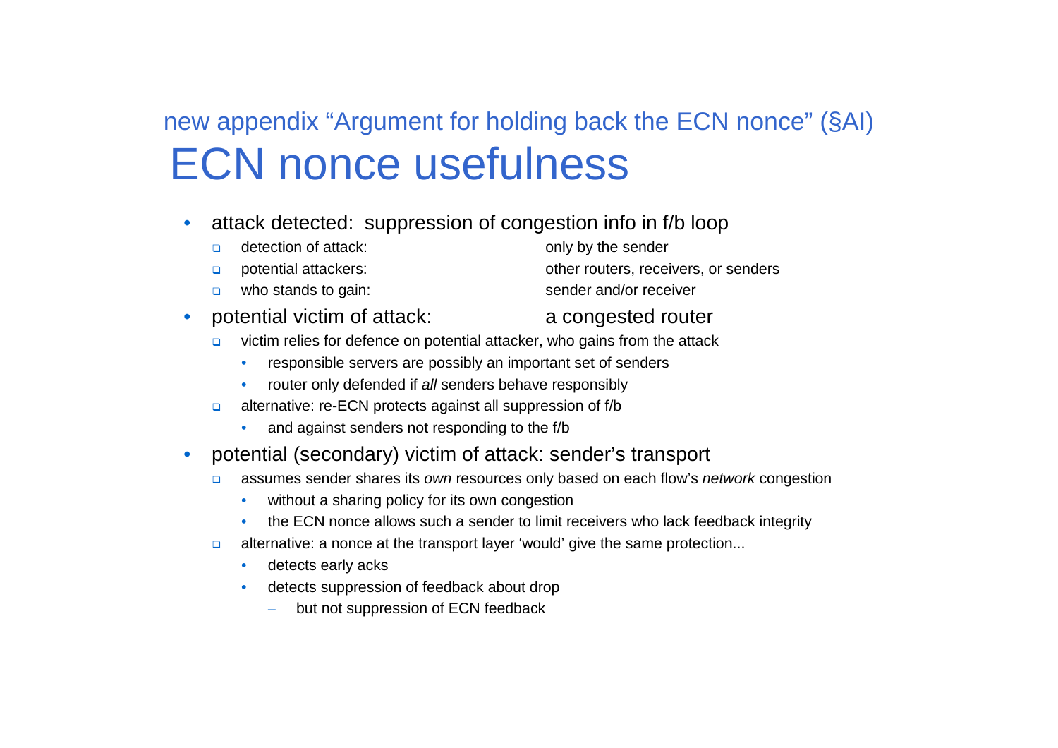new appendix “Argument for holding back the ECN nonce” (§AI)

# ECN nonce usefulness

- attack detected: suppression of congestion info in f/b loop
  - detection of attack: only by the sender
  - potential attackers: other routers, receivers, or senders
  - who stands to gain: sender and/or receiver
- potential victim of attack: a congested router
  - victim relies for defence on potential attacker, who gains from the attack
    - responsible servers are possibly an important set of senders
    - router only defended if *all* senders behave responsibly
  - alternative: re-ECN protects against all suppression of f/b
    - and against senders not responding to the f/b
- potential (secondary) victim of attack: sender’s transport
  - assumes sender shares its *own* resources only based on each flow’s *network* congestion
    - without a sharing policy for its own congestion
    - the ECN nonce allows such a sender to limit receivers who lack feedback integrity
  - alternative: a nonce at the transport layer ‘would’ give the same protection...
    - detects early acks
    - detects suppression of feedback about drop
      - but not suppression of ECN feedback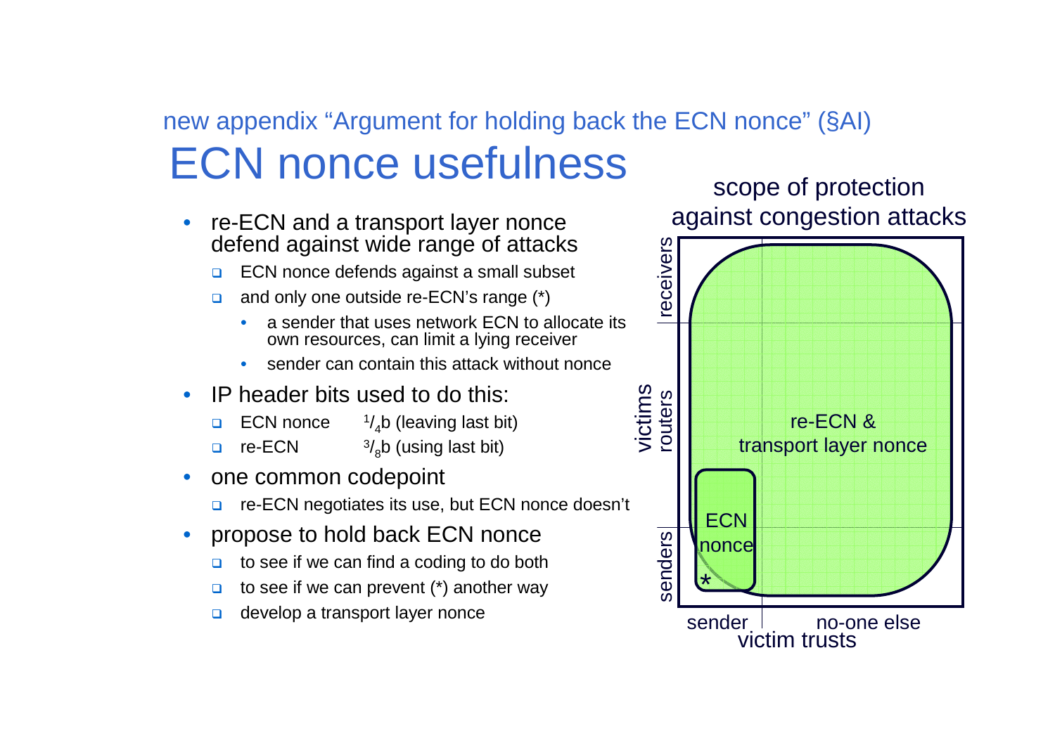new appendix "Argument for holding back the ECN nonce" (§AI)

# ECN nonce usefulness

- re-ECN and a transport layer nonce defend against wide range of attacks
  - ECN nonce defends against a small subset
  - and only one outside re-ECN's range (*)
    - a sender that uses network ECN to allocate its own resources, can limit a lying receiver
    - sender can contain this attack without nonce
- IP header bits used to do this:
  - ECN nonce $^{1}/_{4}$b (leaving last bit)
  - re-ECN $^{3}/_{8}$b (using last bit)
- one common codepoint
  - re-ECN negotiates its use, but ECN nonce doesn't
- propose to hold back ECN nonce
  - to see if we can find a coding to do both
  - to see if we can prevent (*) another way
  - develop a transport layer nonce

scope of protection against congestion attacks

victims: receivers, routers, senders

re-ECN & transport layer nonce

ECN nonce

*

victim trusts: sender, no-one else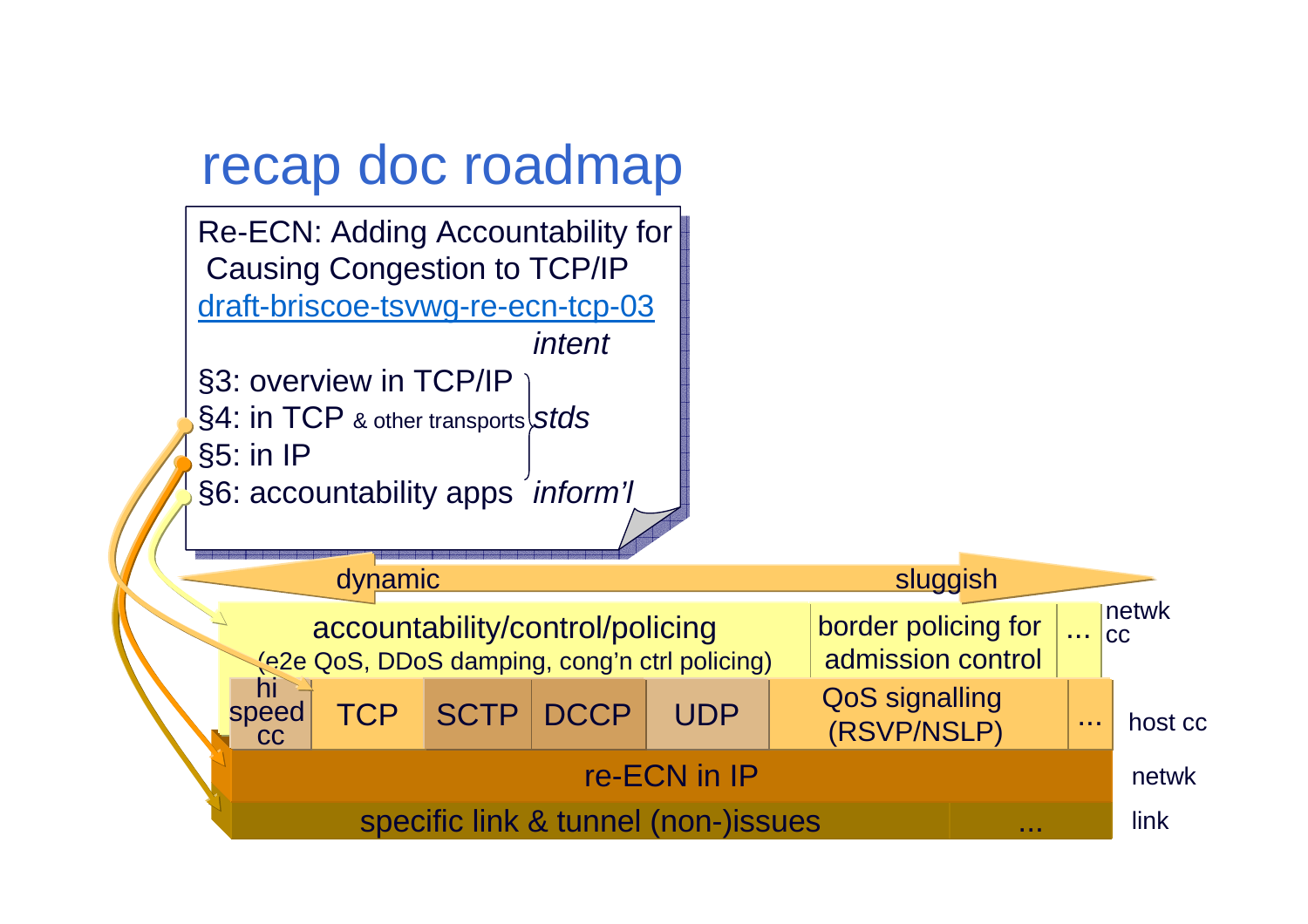# recap doc roadmap

Re-ECN: Adding Accountability for Causing Congestion to TCP/IP

[draft-briscoe-tsvwg-re-ecn-tcp-03](draft-briscoe-tsvwg-re-ecn-tcp-03)

*intent*

- §3: overview in TCP/IP
- §4: in TCP & other transports
- §5: in IP
- §6: accountability apps

*stds* (§3–§5)

*inform'l* (§6)

dynamic ↔ sluggish

| | | | | | | | |
|---|---|---|---|---|---|---|---|
| accountability/control/policing (e2e QoS, DDoS damping, cong'n ctrl policing) | | | | | border policing for admission control | ... | netwk cc |
| hi speed cc | TCP | SCTP | DCCP | UDP | QoS signalling (RSVP/NSLP) | ... | host cc |
| re-ECN in IP | | | | | | | netwk |
| specific link & tunnel (non-)issues | | | | | | ... | link |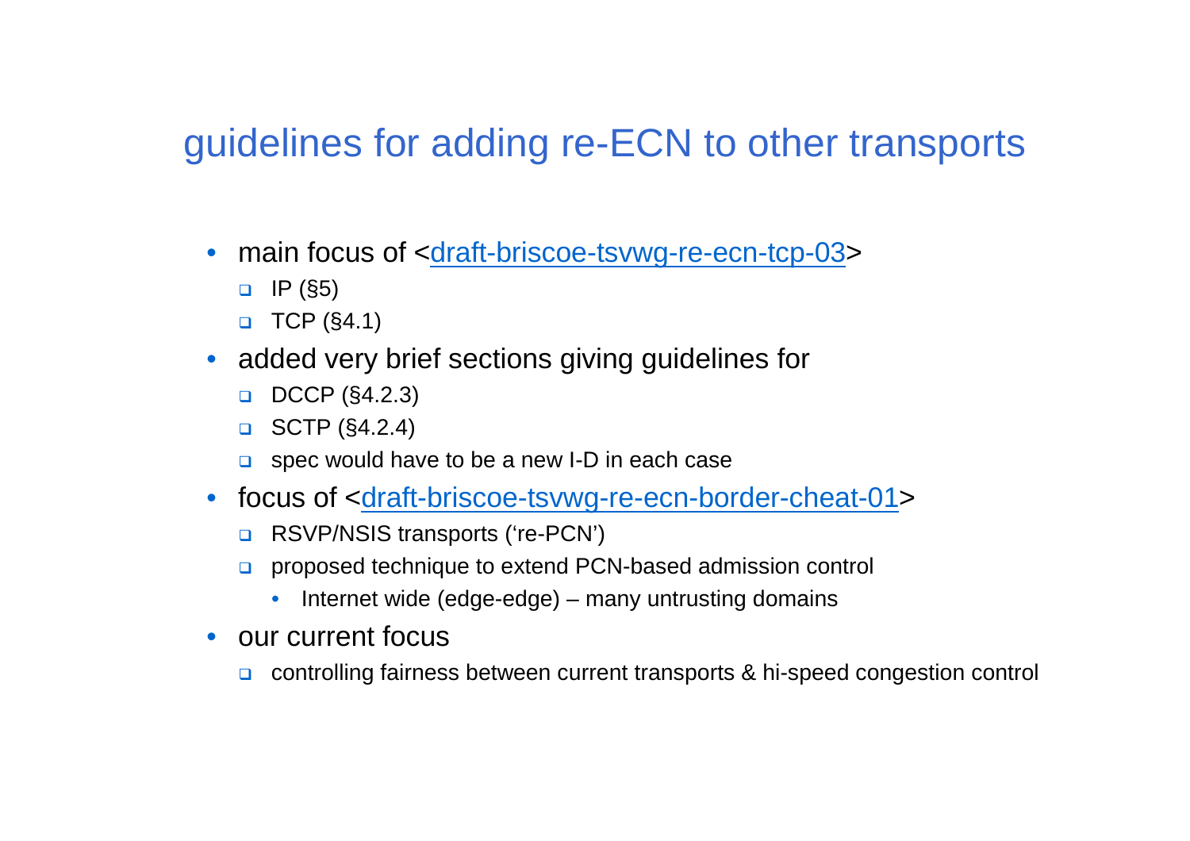## guidelines for adding re-ECN to other transports

- main focus of <draft-briscoe-tsvwg-re-ecn-tcp-03>
  - IP (§5)
  - TCP (§4.1)
- added very brief sections giving guidelines for
  - DCCP (§4.2.3)
  - SCTP (§4.2.4)
  - spec would have to be a new I-D in each case
- focus of <draft-briscoe-tsvwg-re-ecn-border-cheat-01>
  - RSVP/NSIS transports ('re-PCN')
  - proposed technique to extend PCN-based admission control
    - Internet wide (edge-edge) – many untrusting domains
- our current focus
  - controlling fairness between current transports & hi-speed congestion control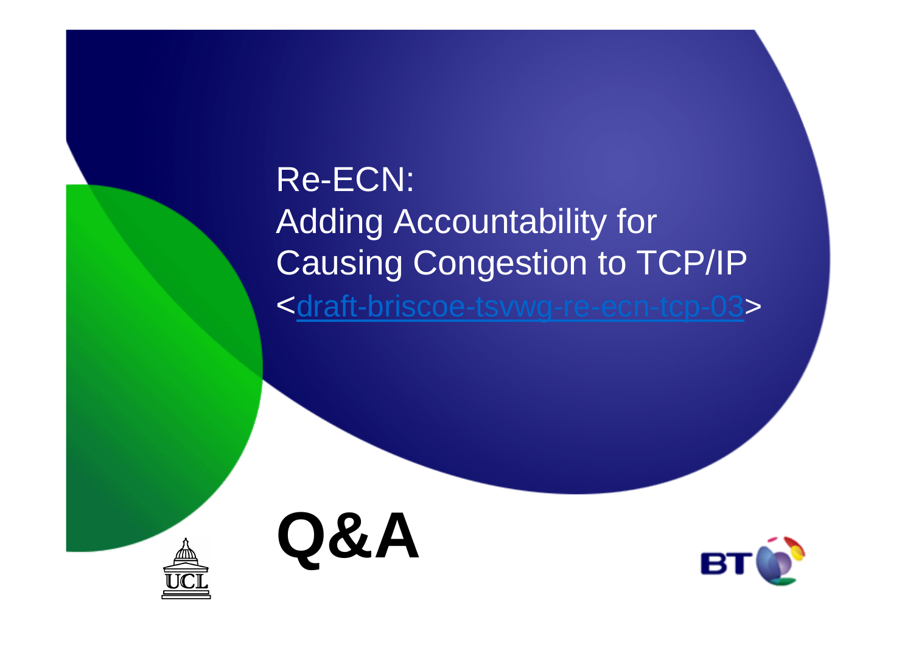# Re-ECN: Adding Accountability for Causing Congestion to TCP/IP

<draft-briscoe-tsvwg-re-ecn-tcp-03>

# Q&A